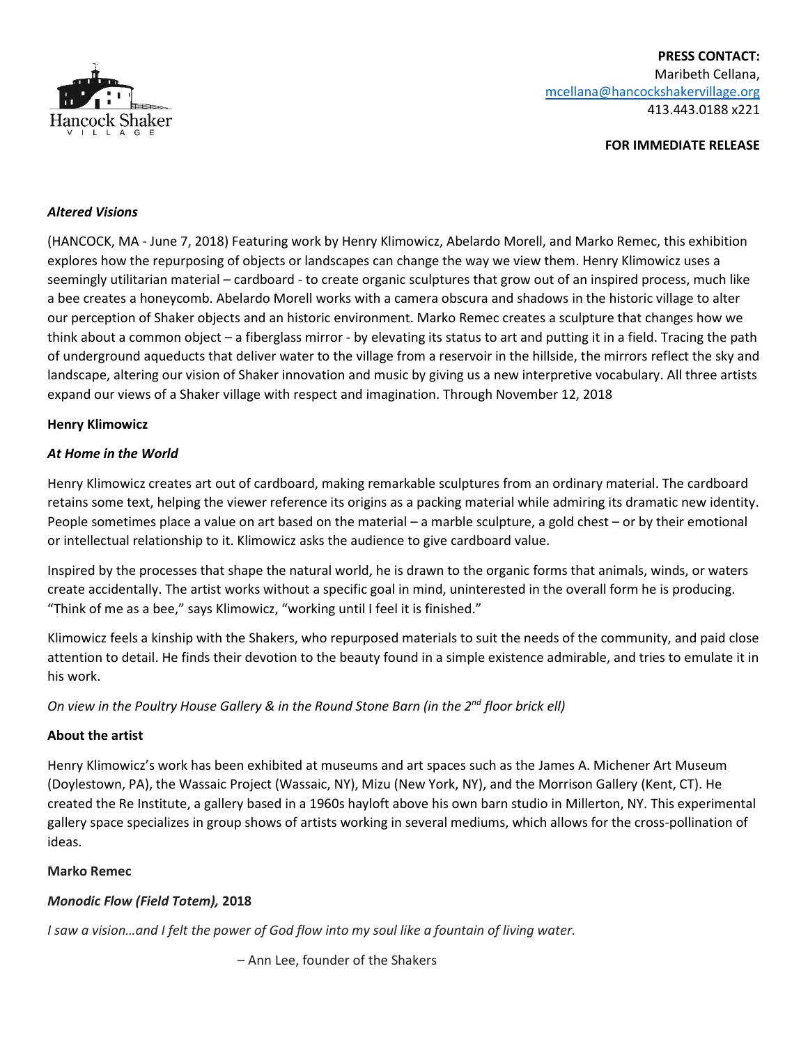Hancock Shaker Village

**PRESS CONTACT:**
Maribeth Cellana,
mcellana@hancockshakervillage.org
413.443.0188 x221

**FOR IMMEDIATE RELEASE**

***Altered Visions***

(HANCOCK, MA - June 7, 2018) Featuring work by Henry Klimowicz, Abelardo Morell, and Marko Remec, this exhibition explores how the repurposing of objects or landscapes can change the way we view them. Henry Klimowicz uses a seemingly utilitarian material – cardboard - to create organic sculptures that grow out of an inspired process, much like a bee creates a honeycomb. Abelardo Morell works with a camera obscura and shadows in the historic village to alter our perception of Shaker objects and an historic environment. Marko Remec creates a sculpture that changes how we think about a common object – a fiberglass mirror - by elevating its status to art and putting it in a field. Tracing the path of underground aqueducts that deliver water to the village from a reservoir in the hillside, the mirrors reflect the sky and landscape, altering our vision of Shaker innovation and music by giving us a new interpretive vocabulary. All three artists expand our views of a Shaker village with respect and imagination. Through November 12, 2018

**Henry Klimowicz**

***At Home in the World***

Henry Klimowicz creates art out of cardboard, making remarkable sculptures from an ordinary material. The cardboard retains some text, helping the viewer reference its origins as a packing material while admiring its dramatic new identity. People sometimes place a value on art based on the material – a marble sculpture, a gold chest – or by their emotional or intellectual relationship to it. Klimowicz asks the audience to give cardboard value.

Inspired by the processes that shape the natural world, he is drawn to the organic forms that animals, winds, or waters create accidentally. The artist works without a specific goal in mind, uninterested in the overall form he is producing. "Think of me as a bee," says Klimowicz, "working until I feel it is finished."

Klimowicz feels a kinship with the Shakers, who repurposed materials to suit the needs of the community, and paid close attention to detail. He finds their devotion to the beauty found in a simple existence admirable, and tries to emulate it in his work.

*On view in the Poultry House Gallery & in the Round Stone Barn (in the 2nd floor brick ell)*

**About the artist**

Henry Klimowicz's work has been exhibited at museums and art spaces such as the James A. Michener Art Museum (Doylestown, PA), the Wassaic Project (Wassaic, NY), Mizu (New York, NY), and the Morrison Gallery (Kent, CT). He created the Re Institute, a gallery based in a 1960s hayloft above his own barn studio in Millerton, NY. This experimental gallery space specializes in group shows of artists working in several mediums, which allows for the cross-pollination of ideas.

**Marko Remec**

***Monodic Flow (Field Totem),* 2018**

*I saw a vision…and I felt the power of God flow into my soul like a fountain of living water.*

– Ann Lee, founder of the Shakers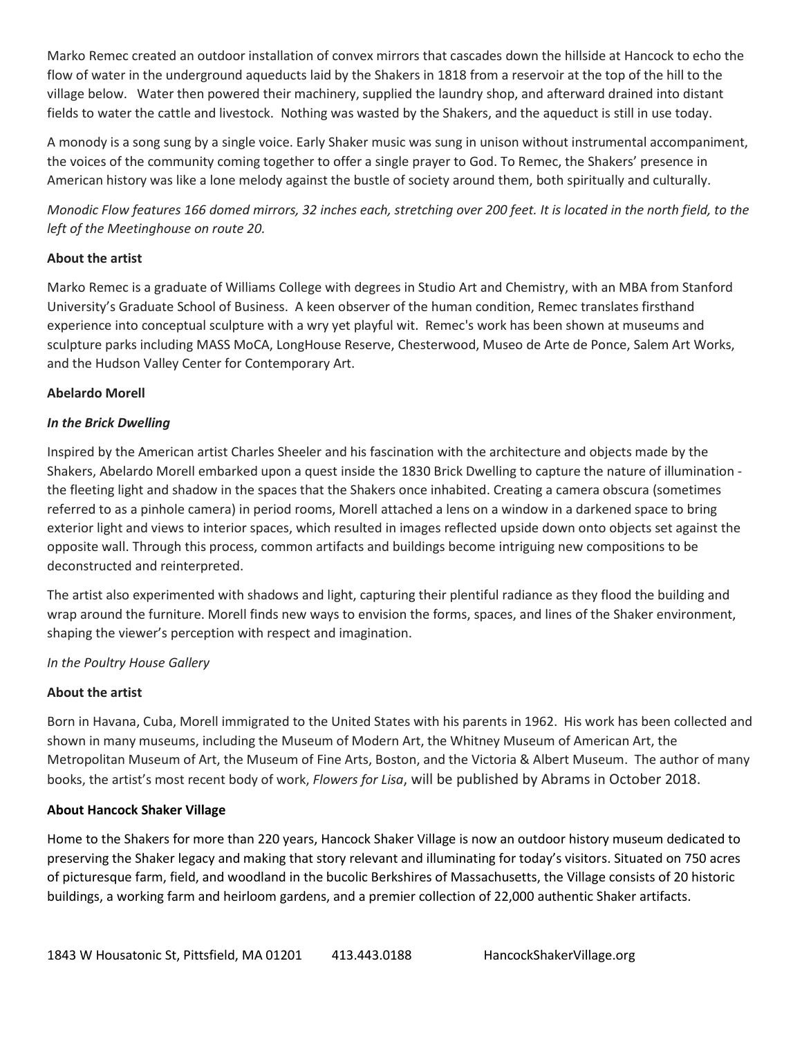Marko Remec created an outdoor installation of convex mirrors that cascades down the hillside at Hancock to echo the flow of water in the underground aqueducts laid by the Shakers in 1818 from a reservoir at the top of the hill to the village below. Water then powered their machinery, supplied the laundry shop, and afterward drained into distant fields to water the cattle and livestock. Nothing was wasted by the Shakers, and the aqueduct is still in use today.

A monody is a song sung by a single voice. Early Shaker music was sung in unison without instrumental accompaniment, the voices of the community coming together to offer a single prayer to God. To Remec, the Shakers' presence in American history was like a lone melody against the bustle of society around them, both spiritually and culturally.

*Monodic Flow features 166 domed mirrors, 32 inches each, stretching over 200 feet. It is located in the north field, to the left of the Meetinghouse on route 20.*

**About the artist**

Marko Remec is a graduate of Williams College with degrees in Studio Art and Chemistry, with an MBA from Stanford University's Graduate School of Business. A keen observer of the human condition, Remec translates firsthand experience into conceptual sculpture with a wry yet playful wit. Remec's work has been shown at museums and sculpture parks including MASS MoCA, LongHouse Reserve, Chesterwood, Museo de Arte de Ponce, Salem Art Works, and the Hudson Valley Center for Contemporary Art.

**Abelardo Morell**

***In the Brick Dwelling***

Inspired by the American artist Charles Sheeler and his fascination with the architecture and objects made by the Shakers, Abelardo Morell embarked upon a quest inside the 1830 Brick Dwelling to capture the nature of illumination - the fleeting light and shadow in the spaces that the Shakers once inhabited. Creating a camera obscura (sometimes referred to as a pinhole camera) in period rooms, Morell attached a lens on a window in a darkened space to bring exterior light and views to interior spaces, which resulted in images reflected upside down onto objects set against the opposite wall. Through this process, common artifacts and buildings become intriguing new compositions to be deconstructed and reinterpreted.

The artist also experimented with shadows and light, capturing their plentiful radiance as they flood the building and wrap around the furniture. Morell finds new ways to envision the forms, spaces, and lines of the Shaker environment, shaping the viewer's perception with respect and imagination.

*In the Poultry House Gallery*

**About the artist**

Born in Havana, Cuba, Morell immigrated to the United States with his parents in 1962. His work has been collected and shown in many museums, including the Museum of Modern Art, the Whitney Museum of American Art, the Metropolitan Museum of Art, the Museum of Fine Arts, Boston, and the Victoria & Albert Museum. The author of many books, the artist's most recent body of work, *Flowers for Lisa*, will be published by Abrams in October 2018.

**About Hancock Shaker Village**

Home to the Shakers for more than 220 years, Hancock Shaker Village is now an outdoor history museum dedicated to preserving the Shaker legacy and making that story relevant and illuminating for today's visitors. Situated on 750 acres of picturesque farm, field, and woodland in the bucolic Berkshires of Massachusetts, the Village consists of 20 historic buildings, a working farm and heirloom gardens, and a premier collection of 22,000 authentic Shaker artifacts.

1843 W Housatonic St, Pittsfield, MA 01201  413.443.0188  HancockShakerVillage.org